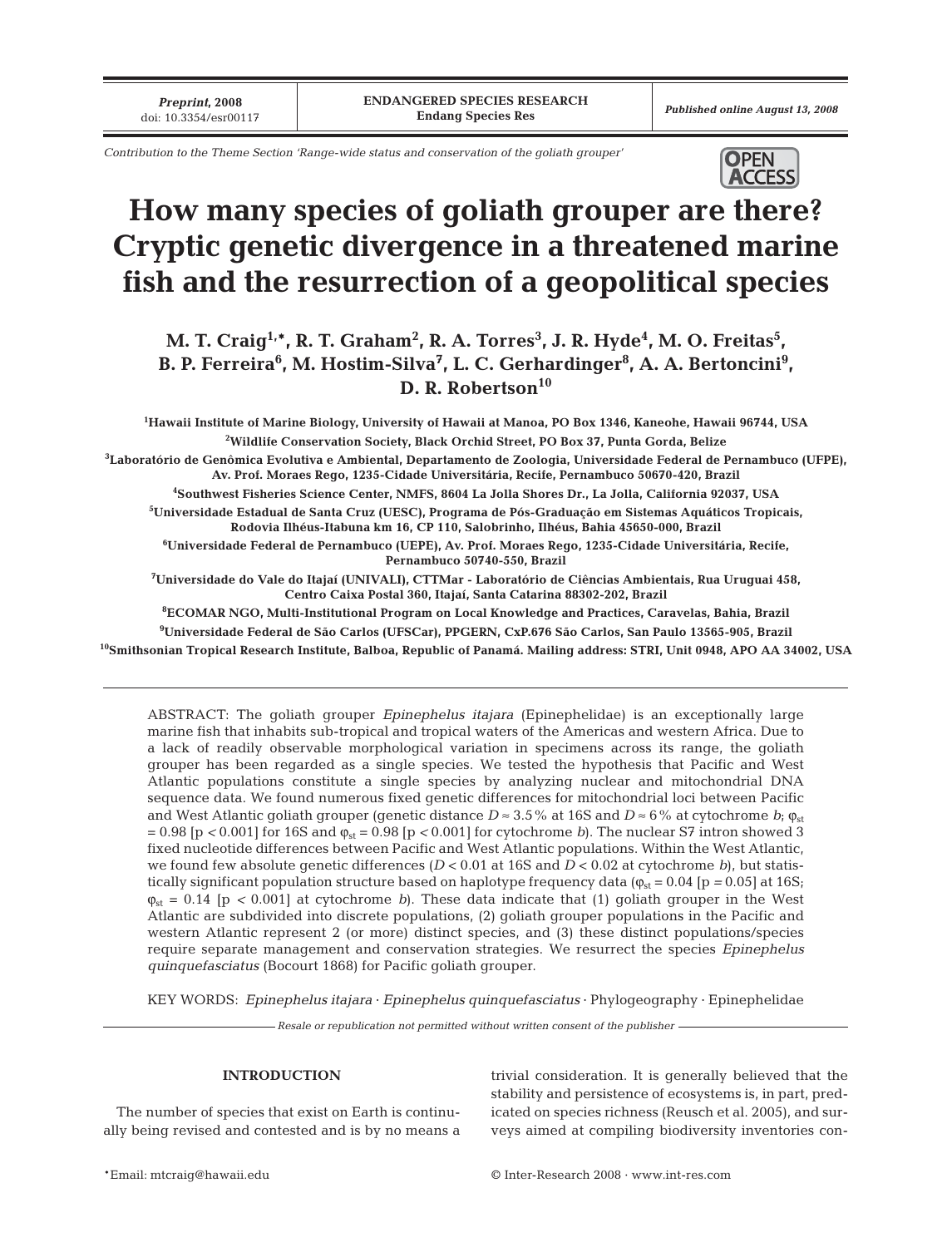Contribution to the Theme Section 'Range-wide status and conservation of the goliath grouper'

# How many species of goliath grouper are there? Cryptic genetic divergence in a threatened marine fish and the resurrection of a geopolitical species

**M. T. Craig[1,*], R. T. Graham[2], R. A. Torres[3], J. R. Hyde[4], M. O. Freitas[5], B. P. Ferreira[6], M. Hostim-Silva[7], L. C. Gerhardinger[8], A. A. Bertoncini[9], D. R. Robertson[10]**

[1]Hawaii Institute of Marine Biology, University of Hawaii at Manoa, PO Box 1346, Kaneohe, Hawaii 96744, USA

[2]Wildlife Conservation Society, Black Orchid Street, PO Box 37, Punta Gorda, Belize

[3]Laboratório de Genômica Evolutiva e Ambiental, Departamento de Zoologia, Universidade Federal de Pernambuco (UFPE), Av. Prof. Moraes Rego, 1235-Cidade Universitária, Recife, Pernambuco 50670-420, Brazil

[4]Southwest Fisheries Science Center, NMFS, 8604 La Jolla Shores Dr., La Jolla, California 92037, USA

[5]Universidade Estadual de Santa Cruz (UESC), Programa de Pós-Graduação em Sistemas Aquáticos Tropicais, Rodovia Ilhéus-Itabuna km 16, CP 110, Salobrinho, Ilhéus, Bahia 45650-000, Brazil

[6]Universidade Federal de Pernambuco (UEPE), Av. Prof. Moraes Rego, 1235-Cidade Universitária, Recife, Pernambuco 50740-550, Brazil

[7]Universidade do Vale do Itajaí (UNIVALI), CTTMar - Laboratório de Ciências Ambientais, Rua Uruguai 458, Centro Caixa Postal 360, Itajaí, Santa Catarina 88302-202, Brazil

[8]ECOMAR NGO, Multi-Institutional Program on Local Knowledge and Practices, Caravelas, Bahia, Brazil

[9]Universidade Federal de São Carlos (UFSCar), PPGERN, CxP.676 São Carlos, San Paulo 13565-905, Brazil

[10]Smithsonian Tropical Research Institute, Balboa, Republic of Panamá. Mailing address: STRI, Unit 0948, APO AA 34002, USA

ABSTRACT: The goliath grouper *Epinephelus itajara* (Epinephelidae) is an exceptionally large marine fish that inhabits sub-tropical and tropical waters of the Americas and western Africa. Due to a lack of readily observable morphological variation in specimens across its range, the goliath grouper has been regarded as a single species. We tested the hypothesis that Pacific and West Atlantic populations constitute a single species by analyzing nuclear and mitochondrial DNA sequence data. We found numerous fixed genetic differences for mitochondrial loci between Pacific and West Atlantic goliath grouper (genetic distance $D \approx 3.5\%$ at 16S and $D \approx 6\%$ at cytochrome *b*; $\varphi_{st} = 0.98$ [$p < 0.001$] for 16S and $\varphi_{st} = 0.98$ [$p < 0.001$] for cytochrome *b*). The nuclear S7 intron showed 3 fixed nucleotide differences between Pacific and West Atlantic populations. Within the West Atlantic, we found few absolute genetic differences ($D < 0.01$ at 16S and $D < 0.02$ at cytochrome *b*), but statistically significant population structure based on haplotype frequency data ($\varphi_{st} = 0.04$ [$p = 0.05$] at 16S; $\varphi_{st} = 0.14$ [$p < 0.001$] at cytochrome *b*). These data indicate that (1) goliath grouper in the West Atlantic are subdivided into discrete populations, (2) goliath grouper populations in the Pacific and western Atlantic represent 2 (or more) distinct species, and (3) these distinct populations/species require separate management and conservation strategies. We resurrect the species *Epinephelus quinquefasciatus* (Bocourt 1868) for Pacific goliath grouper.

KEY WORDS: *Epinephelus itajara* · *Epinephelus quinquefasciatus* · Phylogeography · Epinephelidae

*Resale or republication not permitted without written consent of the publisher*

## INTRODUCTION

The number of species that exist on Earth is continually being revised and contested and is by no means a trivial consideration. It is generally believed that the stability and persistence of ecosystems is, in part, predicated on species richness (Reusch et al. 2005), and surveys aimed at compiling biodiversity inventories con-

*Email: mtcraig@hawaii.edu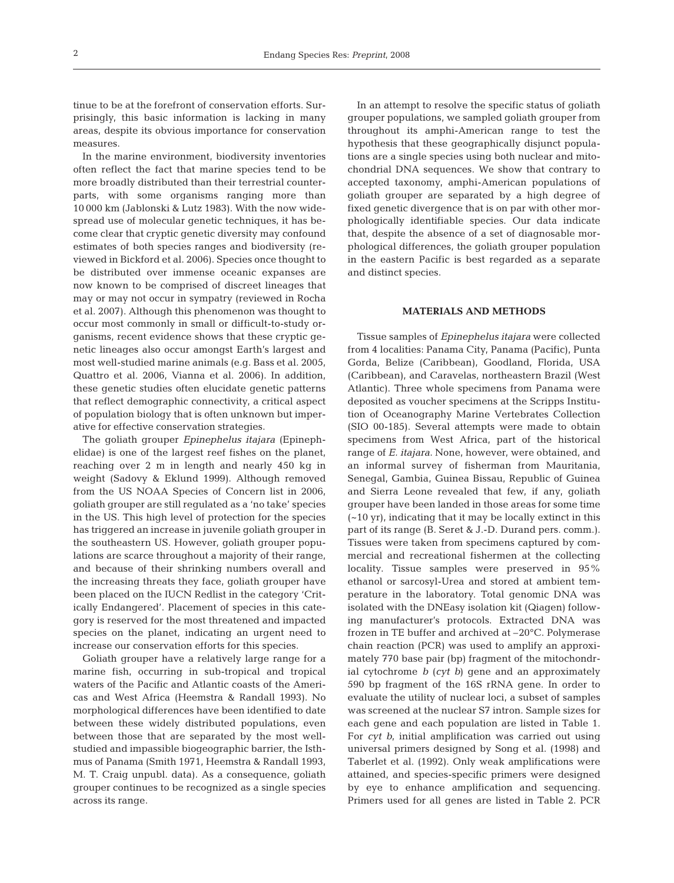tinue to be at the forefront of conservation efforts. Surprisingly, this basic information is lacking in many areas, despite its obvious importance for conservation measures.

In the marine environment, biodiversity inventories often reflect the fact that marine species tend to be more broadly distributed than their terrestrial counterparts, with some organisms ranging more than 10 000 km (Jablonski & Lutz 1983). With the now widespread use of molecular genetic techniques, it has become clear that cryptic genetic diversity may confound estimates of both species ranges and biodiversity (reviewed in Bickford et al. 2006). Species once thought to be distributed over immense oceanic expanses are now known to be comprised of discreet lineages that may or may not occur in sympatry (reviewed in Rocha et al. 2007). Although this phenomenon was thought to occur most commonly in small or difficult-to-study organisms, recent evidence shows that these cryptic genetic lineages also occur amongst Earth's largest and most well-studied marine animals (e.g. Bass et al. 2005, Quattro et al. 2006, Vianna et al. 2006). In addition, these genetic studies often elucidate genetic patterns that reflect demographic connectivity, a critical aspect of population biology that is often unknown but imperative for effective conservation strategies.

The goliath grouper *Epinephelus itajara* (Epinephelidae) is one of the largest reef fishes on the planet, reaching over 2 m in length and nearly 450 kg in weight (Sadovy & Eklund 1999). Although removed from the US NOAA Species of Concern list in 2006, goliath grouper are still regulated as a 'no take' species in the US. This high level of protection for the species has triggered an increase in juvenile goliath grouper in the southeastern US. However, goliath grouper populations are scarce throughout a majority of their range, and because of their shrinking numbers overall and the increasing threats they face, goliath grouper have been placed on the IUCN Redlist in the category 'Critically Endangered'. Placement of species in this category is reserved for the most threatened and impacted species on the planet, indicating an urgent need to increase our conservation efforts for this species.

Goliath grouper have a relatively large range for a marine fish, occurring in sub-tropical and tropical waters of the Pacific and Atlantic coasts of the Americas and West Africa (Heemstra & Randall 1993). No morphological differences have been identified to date between these widely distributed populations, even between those that are separated by the most well-studied and impassible biogeographic barrier, the Isthmus of Panama (Smith 1971, Heemstra & Randall 1993, M. T. Craig unpubl. data). As a consequence, goliath grouper continues to be recognized as a single species across its range.

In an attempt to resolve the specific status of goliath grouper populations, we sampled goliath grouper from throughout its amphi-American range to test the hypothesis that these geographically disjunct populations are a single species using both nuclear and mitochondrial DNA sequences. We show that contrary to accepted taxonomy, amphi-American populations of goliath grouper are separated by a high degree of fixed genetic divergence that is on par with other morphologically identifiable species. Our data indicate that, despite the absence of a set of diagnosable morphological differences, the goliath grouper population in the eastern Pacific is best regarded as a separate and distinct species.

## MATERIALS AND METHODS

Tissue samples of *Epinephelus itajara* were collected from 4 localities: Panama City, Panama (Pacific), Punta Gorda, Belize (Caribbean), Goodland, Florida, USA (Caribbean), and Caravelas, northeastern Brazil (West Atlantic). Three whole specimens from Panama were deposited as voucher specimens at the Scripps Institution of Oceanography Marine Vertebrates Collection (SIO 00-185). Several attempts were made to obtain specimens from West Africa, part of the historical range of *E. itajara*. None, however, were obtained, and an informal survey of fisherman from Mauritania, Senegal, Gambia, Guinea Bissau, Republic of Guinea and Sierra Leone revealed that few, if any, goliath grouper have been landed in those areas for some time (~10 yr), indicating that it may be locally extinct in this part of its range (B. Seret & J.-D. Durand pers. comm.). Tissues were taken from specimens captured by commercial and recreational fishermen at the collecting locality. Tissue samples were preserved in 95% ethanol or sarcosyl-Urea and stored at ambient temperature in the laboratory. Total genomic DNA was isolated with the DNEasy isolation kit (Qiagen) following manufacturer's protocols. Extracted DNA was frozen in TE buffer and archived at –20°C. Polymerase chain reaction (PCR) was used to amplify an approximately 770 base pair (bp) fragment of the mitochondrial cytochrome *b* (*cyt b*) gene and an approximately 590 bp fragment of the 16S rRNA gene. In order to evaluate the utility of nuclear loci, a subset of samples was screened at the nuclear S7 intron. Sample sizes for each gene and each population are listed in Table 1. For *cyt b*, initial amplification was carried out using universal primers designed by Song et al. (1998) and Taberlet et al. (1992). Only weak amplifications were attained, and species-specific primers were designed by eye to enhance amplification and sequencing. Primers used for all genes are listed in Table 2. PCR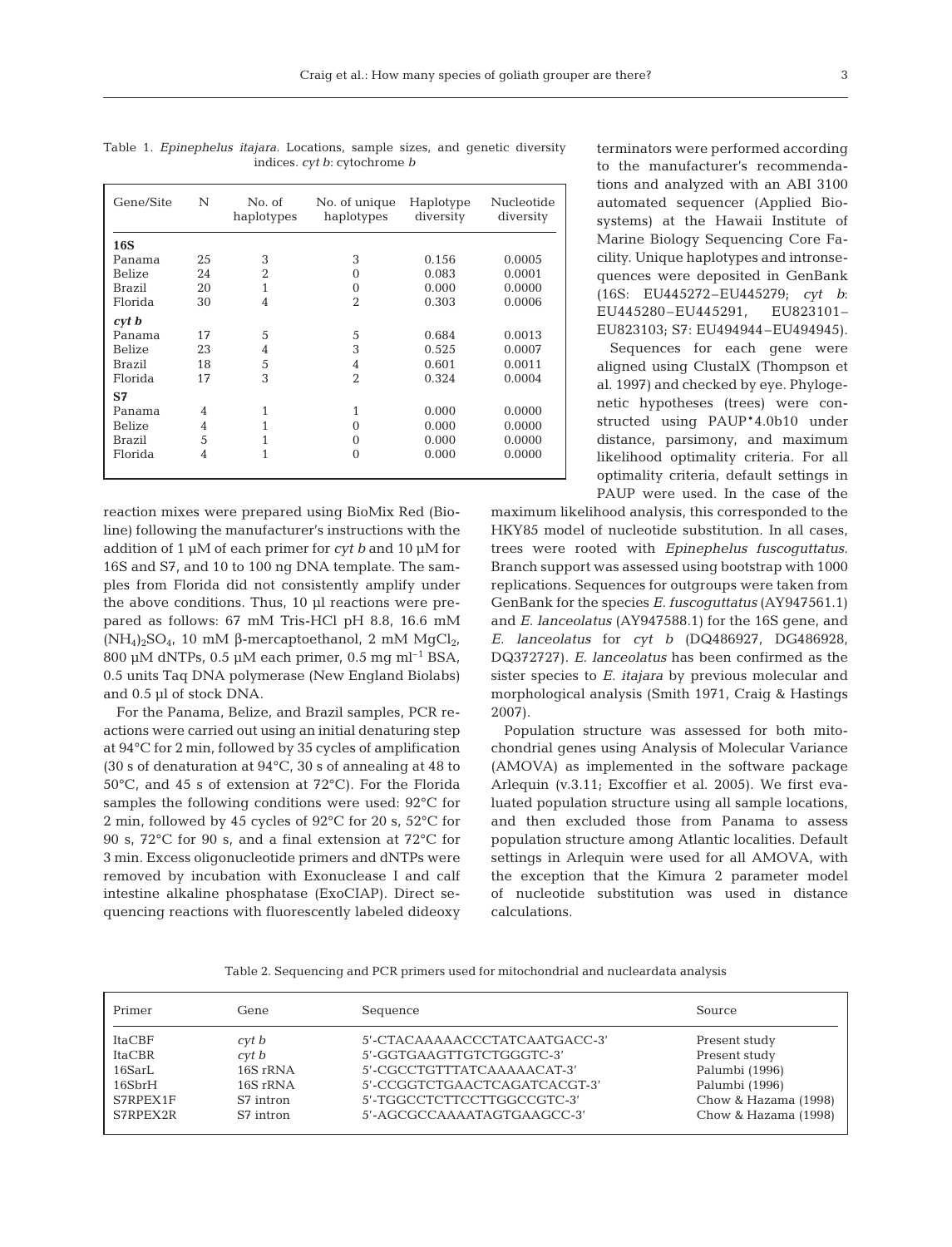Table 1. *Epinephelus itajara*. Locations, sample sizes, and genetic diversity indices. *cyt b*: cytochrome *b*

| Gene/Site | N | No. of haplotypes | No. of unique haplotypes | Haplotype diversity | Nucleotide diversity |
|---|---|---|---|---|---|
| **16S** | | | | | |
| Panama | 25 | 3 | 3 | 0.156 | 0.0005 |
| Belize | 24 | 2 | 0 | 0.083 | 0.0001 |
| Brazil | 20 | 1 | 0 | 0.000 | 0.0000 |
| Florida | 30 | 4 | 2 | 0.303 | 0.0006 |
| ***cyt b*** | | | | | |
| Panama | 17 | 5 | 5 | 0.684 | 0.0013 |
| Belize | 23 | 4 | 3 | 0.525 | 0.0007 |
| Brazil | 18 | 5 | 4 | 0.601 | 0.0011 |
| Florida | 17 | 3 | 2 | 0.324 | 0.0004 |
| **S7** | | | | | |
| Panama | 4 | 1 | 1 | 0.000 | 0.0000 |
| Belize | 4 | 1 | 0 | 0.000 | 0.0000 |
| Brazil | 5 | 1 | 0 | 0.000 | 0.0000 |
| Florida | 4 | 1 | 0 | 0.000 | 0.0000 |

reaction mixes were prepared using BioMix Red (Bioline) following the manufacturer's instructions with the addition of 1 µM of each primer for *cyt b* and 10 µM for 16S and S7, and 10 to 100 ng DNA template. The samples from Florida did not consistently amplify under the above conditions. Thus, 10 µl reactions were prepared as follows: 67 mM Tris-HCl pH 8.8, 16.6 mM $(NH_4)_2SO_4$, 10 mM β-mercaptoethanol, 2 mM $MgCl_2$, 800 µM dNTPs, 0.5 µM each primer, 0.5 mg $ml^{-1}$ BSA, 0.5 units Taq DNA polymerase (New England Biolabs) and 0.5 µl of stock DNA.

For the Panama, Belize, and Brazil samples, PCR reactions were carried out using an initial denaturing step at 94°C for 2 min, followed by 35 cycles of amplification (30 s of denaturation at 94°C, 30 s of annealing at 48 to 50°C, and 45 s of extension at 72°C). For the Florida samples the following conditions were used: 92°C for 2 min, followed by 45 cycles of 92°C for 20 s, 52°C for 90 s, 72°C for 90 s, and a final extension at 72°C for 3 min. Excess oligonucleotide primers and dNTPs were removed by incubation with Exonuclease I and calf intestine alkaline phosphatase (ExoCIAP). Direct sequencing reactions with fluorescently labeled dideoxy terminators were performed according to the manufacturer's recommendations and analyzed with an ABI 3100 automated sequencer (Applied Biosystems) at the Hawaii Institute of Marine Biology Sequencing Core Facility. Unique haplotypes and intronsequences were deposited in GenBank (16S: EU445272–EU445279; *cyt b*: EU445280–EU445291, EU823101–EU823103; S7: EU494944–EU494945).

Sequences for each gene were aligned using ClustalX (Thompson et al. 1997) and checked by eye. Phylogenetic hypotheses (trees) were constructed using PAUP*4.0b10 under distance, parsimony, and maximum likelihood optimality criteria. For all optimality criteria, default settings in PAUP were used. In the case of the maximum likelihood analysis, this corresponded to the HKY85 model of nucleotide substitution. In all cases, trees were rooted with *Epinephelus fuscoguttatus*. Branch support was assessed using bootstrap with 1000 replications. Sequences for outgroups were taken from GenBank for the species *E. fuscoguttatus* (AY947561.1) and *E. lanceolatus* (AY947588.1) for the 16S gene, and *E. lanceolatus* for *cyt b* (DQ486927, DG486928, DQ372727). *E. lanceolatus* has been confirmed as the sister species to *E. itajara* by previous molecular and morphological analysis (Smith 1971, Craig & Hastings 2007).

Population structure was assessed for both mitochondrial genes using Analysis of Molecular Variance (AMOVA) as implemented in the software package Arlequin (v.3.11; Excoffier et al. 2005). We first evaluated population structure using all sample locations, and then excluded those from Panama to assess population structure among Atlantic localities. Default settings in Arlequin were used for all AMOVA, with the exception that the Kimura 2 parameter model of nucleotide substitution was used in distance calculations.

Table 2. Sequencing and PCR primers used for mitochondrial and nucleardata analysis

| Primer | Gene | Sequence | Source |
|---|---|---|---|
| ItaCBF | *cyt b* | 5'-CTACAAAAACCCTATCAATGACC-3' | Present study |
| ItaCBR | *cyt b* | 5'-GGTGAAGTTGTCTGGGTC-3' | Present study |
| 16SarL | 16S rRNA | 5'-CGCCTGTTTATCAAAAACAT-3' | Palumbi (1996) |
| 16SbrH | 16S rRNA | 5'-CCGGTCTGAACTCAGATCACGT-3' | Palumbi (1996) |
| S7RPEX1F | S7 intron | 5'-TGGCCTCTTCCTTGGCCGTC-3' | Chow & Hazama (1998) |
| S7RPEX2R | S7 intron | 5'-AGCGCCAAAATAGTGAAGCC-3' | Chow & Hazama (1998) |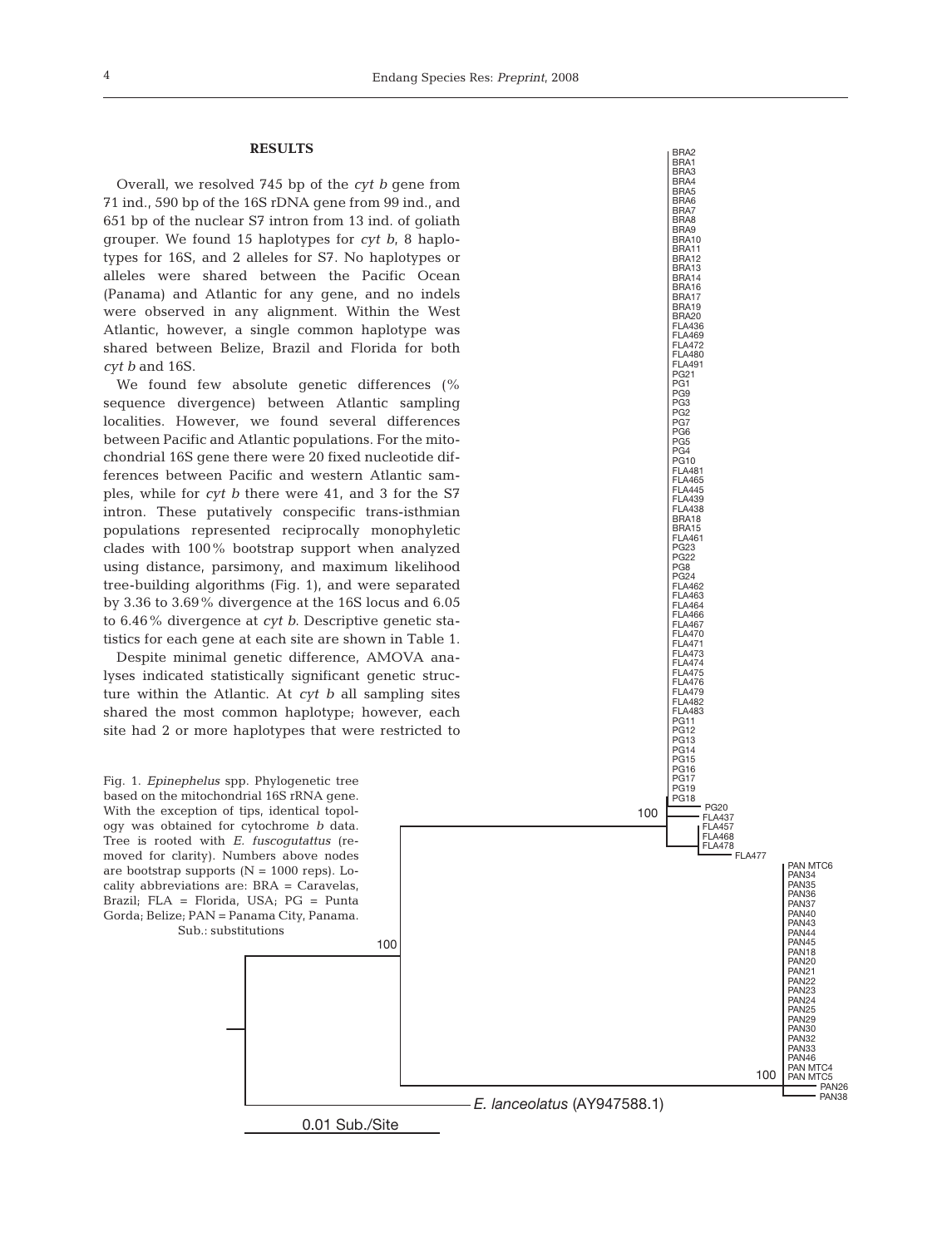## RESULTS

Overall, we resolved 745 bp of the *cyt b* gene from 71 ind., 590 bp of the 16S rDNA gene from 99 ind., and 651 bp of the nuclear S7 intron from 13 ind. of goliath grouper. We found 15 haplotypes for *cyt b*, 8 haplotypes for 16S, and 2 alleles for S7. No haplotypes or alleles were shared between the Pacific Ocean (Panama) and Atlantic for any gene, and no indels were observed in any alignment. Within the West Atlantic, however, a single common haplotype was shared between Belize, Brazil and Florida for both *cyt b* and 16S.

We found few absolute genetic differences (% sequence divergence) between Atlantic sampling localities. However, we found several differences between Pacific and Atlantic populations. For the mitochondrial 16S gene there were 20 fixed nucleotide differences between Pacific and western Atlantic samples, while for *cyt b* there were 41, and 3 for the S7 intron. These putatively conspecific trans-isthmian populations represented reciprocally monophyletic clades with 100% bootstrap support when analyzed using distance, parsimony, and maximum likelihood tree-building algorithms (Fig. 1), and were separated by 3.36 to 3.69% divergence at the 16S locus and 6.05 to 6.46% divergence at *cyt b*. Descriptive genetic statistics for each gene at each site are shown in Table 1.

Despite minimal genetic difference, AMOVA analyses indicated statistically significant genetic structure within the Atlantic. At *cyt b* all sampling sites shared the most common haplotype; however, each site had 2 or more haplotypes that were restricted to

Fig. 1. *Epinephelus* spp. Phylogenetic tree based on the mitochondrial 16S rRNA gene. With the exception of tips, identical topology was obtained for cytochrome *b* data. Tree is rooted with *E. fuscogutattus* (removed for clarity). Numbers above nodes are bootstrap supports (N = 1000 reps). Locality abbreviations are: BRA = Caravelas, Brazil; FLA = Florida, USA; PG = Punta Gorda; Belize; PAN = Panama City, Panama. Sub.: substitutions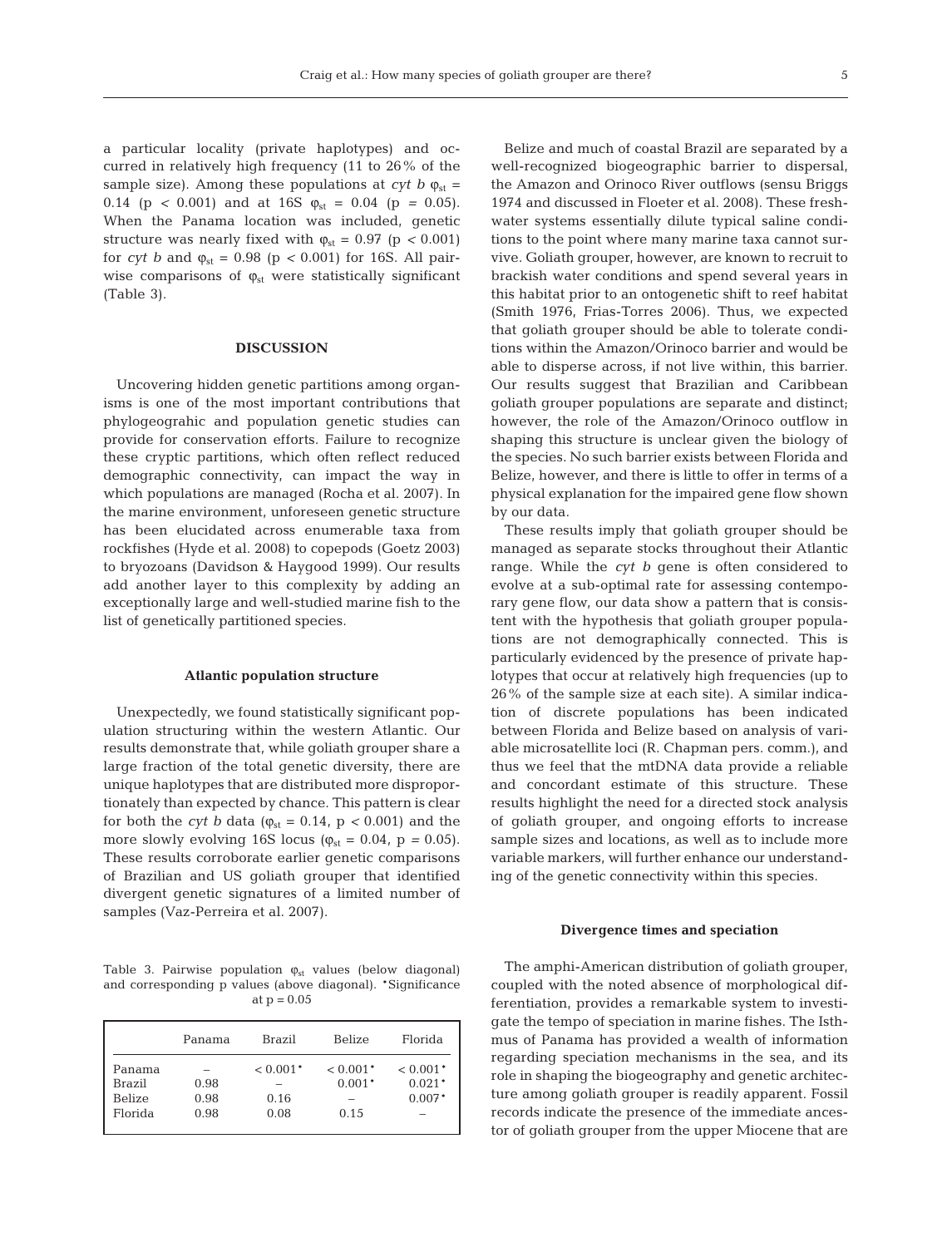a particular locality (private haplotypes) and occurred in relatively high frequency (11 to 26% of the sample size). Among these populations at *cyt b* $\varphi_{st}$ = 0.14 ($p < 0.001$) and at 16S $\varphi_{st}$ = 0.04 ($p = 0.05$). When the Panama location was included, genetic structure was nearly fixed with $\varphi_{st}$ = 0.97 ($p < 0.001$) for *cyt b* and $\varphi_{st}$ = 0.98 ($p < 0.001$) for 16S. All pairwise comparisons of $\varphi_{st}$ were statistically significant (Table 3).

## DISCUSSION

Uncovering hidden genetic partitions among organisms is one of the most important contributions that phylogeograhic and population genetic studies can provide for conservation efforts. Failure to recognize these cryptic partitions, which often reflect reduced demographic connectivity, can impact the way in which populations are managed (Rocha et al. 2007). In the marine environment, unforeseen genetic structure has been elucidated across enumerable taxa from rockfishes (Hyde et al. 2008) to copepods (Goetz 2003) to bryozoans (Davidson & Haygood 1999). Our results add another layer to this complexity by adding an exceptionally large and well-studied marine fish to the list of genetically partitioned species.

### Atlantic population structure

Unexpectedly, we found statistically significant population structuring within the western Atlantic. Our results demonstrate that, while goliath grouper share a large fraction of the total genetic diversity, there are unique haplotypes that are distributed more disproportionately than expected by chance. This pattern is clear for both the *cyt b* data ($\varphi_{st}$ = 0.14, $p < 0.001$) and the more slowly evolving 16S locus ($\varphi_{st}$ = 0.04, $p = 0.05$). These results corroborate earlier genetic comparisons of Brazilian and US goliath grouper that identified divergent genetic signatures of a limited number of samples (Vaz-Perreira et al. 2007).

Table 3. Pairwise population $\varphi_{st}$ values (below diagonal) and corresponding p values (above diagonal). *Significance at $p = 0.05$

| | Panama | Brazil | Belize | Florida |
|---|---|---|---|---|
| Panama | – | < 0.001* | < 0.001* | < 0.001* |
| Brazil | 0.98 | – | 0.001* | 0.021* |
| Belize | 0.98 | 0.16 | – | 0.007* |
| Florida | 0.98 | 0.08 | 0.15 | – |

Belize and much of coastal Brazil are separated by a well-recognized biogeographic barrier to dispersal, the Amazon and Orinoco River outflows (sensu Briggs 1974 and discussed in Floeter et al. 2008). These freshwater systems essentially dilute typical saline conditions to the point where many marine taxa cannot survive. Goliath grouper, however, are known to recruit to brackish water conditions and spend several years in this habitat prior to an ontogenetic shift to reef habitat (Smith 1976, Frias-Torres 2006). Thus, we expected that goliath grouper should be able to tolerate conditions within the Amazon/Orinoco barrier and would be able to disperse across, if not live within, this barrier. Our results suggest that Brazilian and Caribbean goliath grouper populations are separate and distinct; however, the role of the Amazon/Orinoco outflow in shaping this structure is unclear given the biology of the species. No such barrier exists between Florida and Belize, however, and there is little to offer in terms of a physical explanation for the impaired gene flow shown by our data.

These results imply that goliath grouper should be managed as separate stocks throughout their Atlantic range. While the *cyt b* gene is often considered to evolve at a sub-optimal rate for assessing contemporary gene flow, our data show a pattern that is consistent with the hypothesis that goliath grouper populations are not demographically connected. This is particularly evidenced by the presence of private haplotypes that occur at relatively high frequencies (up to 26% of the sample size at each site). A similar indication of discrete populations has been indicated between Florida and Belize based on analysis of variable microsatellite loci (R. Chapman pers. comm.), and thus we feel that the mtDNA data provide a reliable and concordant estimate of this structure. These results highlight the need for a directed stock analysis of goliath grouper, and ongoing efforts to increase sample sizes and locations, as well as to include more variable markers, will further enhance our understanding of the genetic connectivity within this species.

### Divergence times and speciation

The amphi-American distribution of goliath grouper, coupled with the noted absence of morphological differentiation, provides a remarkable system to investigate the tempo of speciation in marine fishes. The Isthmus of Panama has provided a wealth of information regarding speciation mechanisms in the sea, and its role in shaping the biogeography and genetic architecture among goliath grouper is readily apparent. Fossil records indicate the presence of the immediate ancestor of goliath grouper from the upper Miocene that are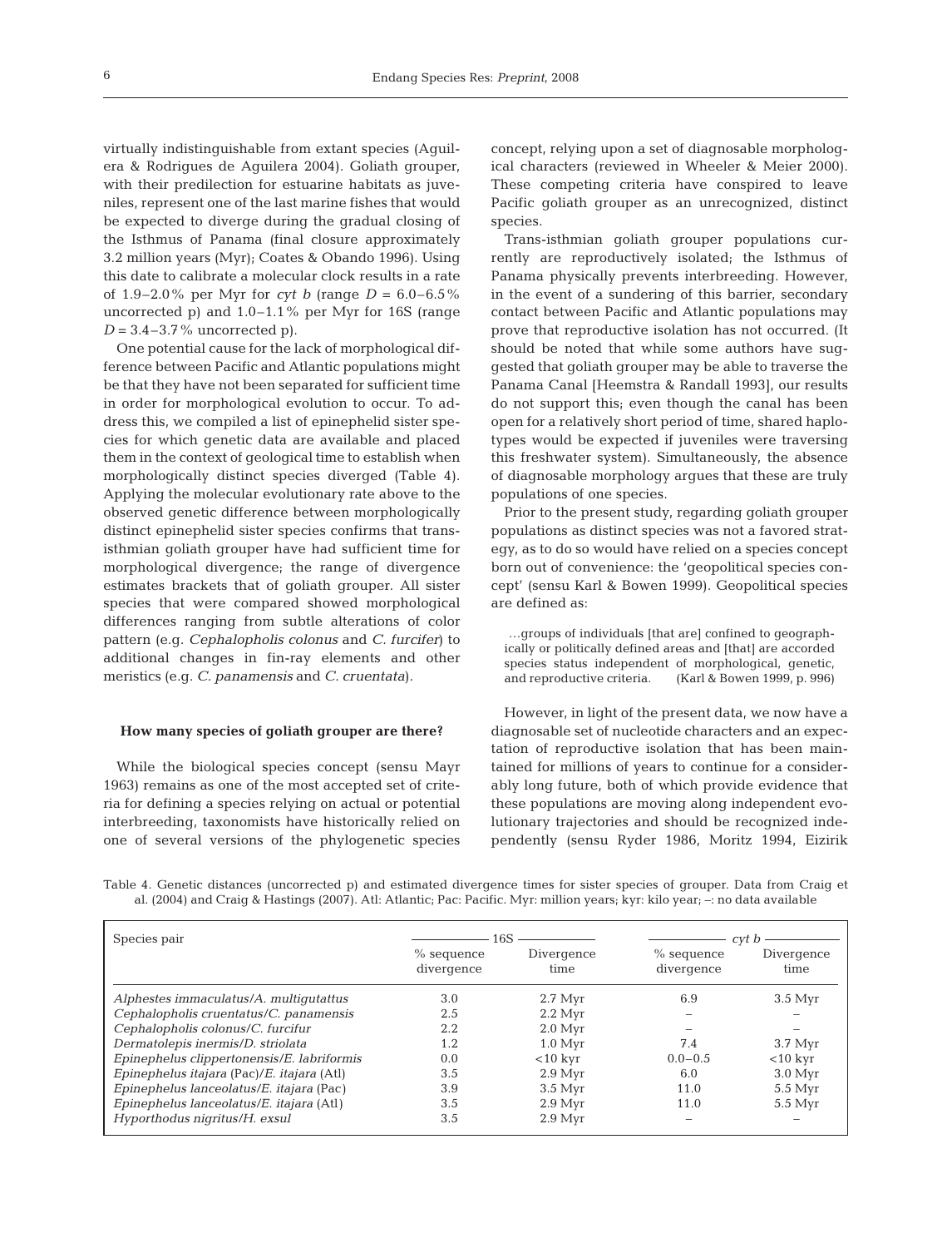virtually indistinguishable from extant species (Aguilera & Rodrigues de Aguilera 2004). Goliath grouper, with their predilection for estuarine habitats as juveniles, represent one of the last marine fishes that would be expected to diverge during the gradual closing of the Isthmus of Panama (final closure approximately 3.2 million years (Myr); Coates & Obando 1996). Using this date to calibrate a molecular clock results in a rate of 1.9–2.0% per Myr for *cyt b* (range $D$ = 6.0–6.5% uncorrected p) and 1.0–1.1% per Myr for 16S (range $D$ = 3.4–3.7% uncorrected p).

One potential cause for the lack of morphological difference between Pacific and Atlantic populations might be that they have not been separated for sufficient time in order for morphological evolution to occur. To address this, we compiled a list of epinephelid sister species for which genetic data are available and placed them in the context of geological time to establish when morphologically distinct species diverged (Table 4). Applying the molecular evolutionary rate above to the observed genetic difference between morphologically distinct epinephelid sister species confirms that trans-isthmian goliath grouper have had sufficient time for morphological divergence; the range of divergence estimates brackets that of goliath grouper. All sister species that were compared showed morphological differences ranging from subtle alterations of color pattern (e.g. *Cephalopholis colonus* and *C. furcifer*) to additional changes in fin-ray elements and other meristics (e.g. *C. panamensis* and *C. cruentata*).

### How many species of goliath grouper are there?

While the biological species concept (sensu Mayr 1963) remains as one of the most accepted set of criteria for defining a species relying on actual or potential interbreeding, taxonomists have historically relied on one of several versions of the phylogenetic species concept, relying upon a set of diagnosable morphological characters (reviewed in Wheeler & Meier 2000). These competing criteria have conspired to leave Pacific goliath grouper as an unrecognized, distinct species.

Trans-isthmian goliath grouper populations currently are reproductively isolated; the Isthmus of Panama physically prevents interbreeding. However, in the event of a sundering of this barrier, secondary contact between Pacific and Atlantic populations may prove that reproductive isolation has not occurred. (It should be noted that while some authors have suggested that goliath grouper may be able to traverse the Panama Canal [Heemstra & Randall 1993], our results do not support this; even though the canal has been open for a relatively short period of time, shared haplotypes would be expected if juveniles were traversing this freshwater system). Simultaneously, the absence of diagnosable morphology argues that these are truly populations of one species.

Prior to the present study, regarding goliath grouper populations as distinct species was not a favored strategy, as to do so would have relied on a species concept born out of convenience: the 'geopolitical species concept' (sensu Karl & Bowen 1999). Geopolitical species are defined as:

> …groups of individuals [that are] confined to geographically or politically defined areas and [that] are accorded species status independent of morphological, genetic, and reproductive criteria. (Karl & Bowen 1999, p. 996)

However, in light of the present data, we now have a diagnosable set of nucleotide characters and an expectation of reproductive isolation that has been maintained for millions of years to continue for a considerably long future, both of which provide evidence that these populations are moving along independent evolutionary trajectories and should be recognized independently (sensu Ryder 1986, Moritz 1994, Eizirik

Table 4. Genetic distances (uncorrected p) and estimated divergence times for sister species of grouper. Data from Craig et al. (2004) and Craig & Hastings (2007). Atl: Atlantic; Pac: Pacific. Myr: million years; kyr: kilo year; –: no data available

| Species pair | 16S | | *cyt b* | |
|---|---|---|---|---|
| | % sequence divergence | Divergence time | % sequence divergence | Divergence time |
| *Alphestes immaculatus/A. multigutattus* | 3.0 | 2.7 Myr | 6.9 | 3.5 Myr |
| *Cephalopholis cruentatus/C. panamensis* | 2.5 | 2.2 Myr | – | – |
| *Cephalopholis colonus/C. furcifur* | 2.2 | 2.0 Myr | – | – |
| *Dermatolepis inermis/D. striolata* | 1.2 | 1.0 Myr | 7.4 | 3.7 Myr |
| *Epinephelus clippertonensis/E. labriformis* | 0.0 | <10 kyr | 0.0–0.5 | <10 kyr |
| *Epinephelus itajara* (Pac)/*E. itajara* (Atl) | 3.5 | 2.9 Myr | 6.0 | 3.0 Myr |
| *Epinephelus lanceolatus/E. itajara* (Pac) | 3.9 | 3.5 Myr | 11.0 | 5.5 Myr |
| *Epinephelus lanceolatus/E. itajara* (Atl) | 3.5 | 2.9 Myr | 11.0 | 5.5 Myr |
| *Hyporthodus nigritus/H. exsul* | 3.5 | 2.9 Myr | – | – |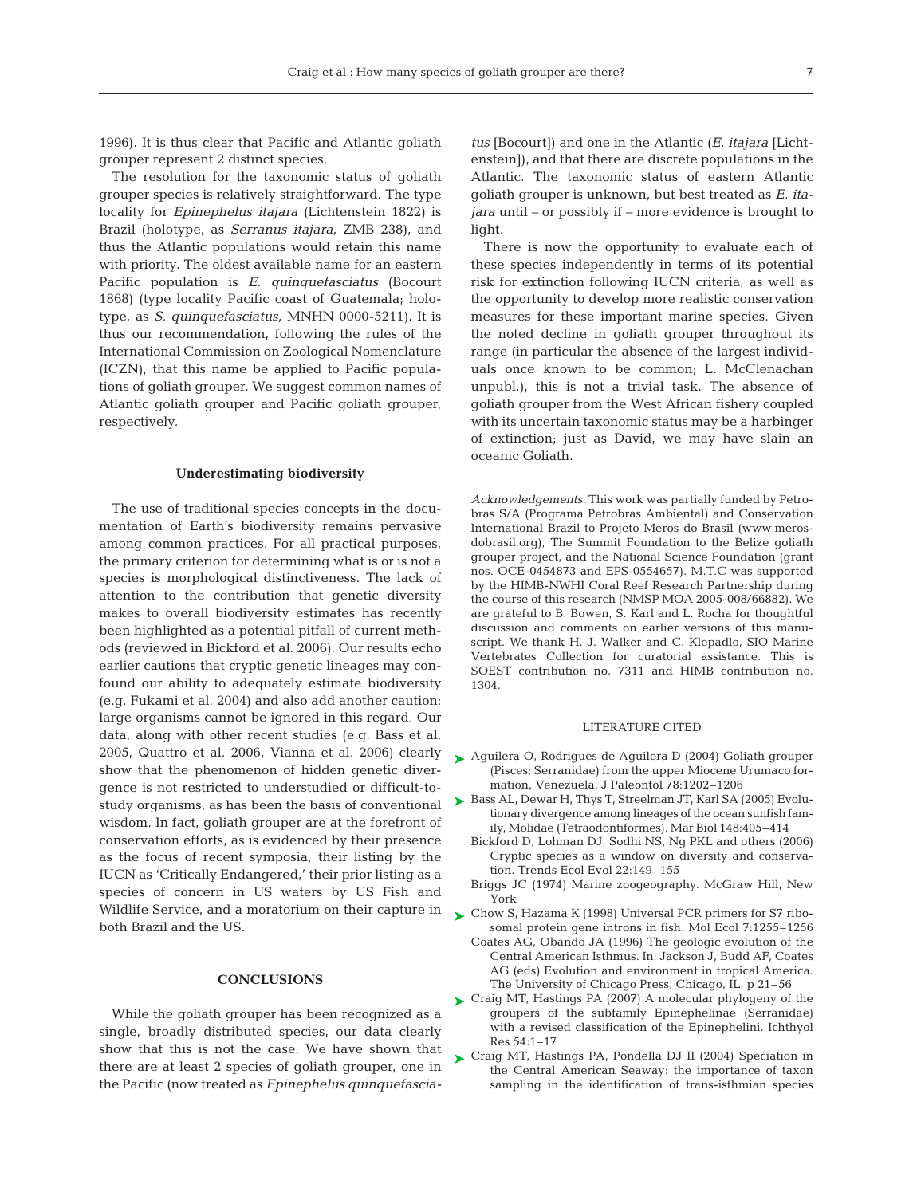1996). It is thus clear that Pacific and Atlantic goliath grouper represent 2 distinct species.

The resolution for the taxonomic status of goliath grouper species is relatively straightforward. The type locality for *Epinephelus itajara* (Lichtenstein 1822) is Brazil (holotype, as *Serranus itajara*, ZMB 238), and thus the Atlantic populations would retain this name with priority. The oldest available name for an eastern Pacific population is *E. quinquefasciatus* (Bocourt 1868) (type locality Pacific coast of Guatemala; holotype, as *S. quinquefasciatus*, MNHN 0000-5211). It is thus our recommendation, following the rules of the International Commission on Zoological Nomenclature (ICZN), that this name be applied to Pacific populations of goliath grouper. We suggest common names of Atlantic goliath grouper and Pacific goliath grouper, respectively.

## Underestimating biodiversity

The use of traditional species concepts in the documentation of Earth's biodiversity remains pervasive among common practices. For all practical purposes, the primary criterion for determining what is or is not a species is morphological distinctiveness. The lack of attention to the contribution that genetic diversity makes to overall biodiversity estimates has recently been highlighted as a potential pitfall of current methods (reviewed in Bickford et al. 2006). Our results echo earlier cautions that cryptic genetic lineages may confound our ability to adequately estimate biodiversity (e.g. Fukami et al. 2004) and also add another caution: large organisms cannot be ignored in this regard. Our data, along with other recent studies (e.g. Bass et al. 2005, Quattro et al. 2006, Vianna et al. 2006) clearly show that the phenomenon of hidden genetic divergence is not restricted to understudied or difficult-to-study organisms, as has been the basis of conventional wisdom. In fact, goliath grouper are at the forefront of conservation efforts, as is evidenced by their presence as the focus of recent symposia, their listing by the IUCN as 'Critically Endangered,' their prior listing as a species of concern in US waters by US Fish and Wildlife Service, and a moratorium on their capture in both Brazil and the US.

## CONCLUSIONS

While the goliath grouper has been recognized as a single, broadly distributed species, our data clearly show that this is not the case. We have shown that there are at least 2 species of goliath grouper, one in the Pacific (now treated as *Epinephelus quinquefasciatus* [Bocourt]) and one in the Atlantic (*E. itajara* [Lichtenstein]), and that there are discrete populations in the Atlantic. The taxonomic status of eastern Atlantic goliath grouper is unknown, but best treated as *E. itajara* until – or possibly if – more evidence is brought to light.

There is now the opportunity to evaluate each of these species independently in terms of its potential risk for extinction following IUCN criteria, as well as the opportunity to develop more realistic conservation measures for these important marine species. Given the noted decline in goliath grouper throughout its range (in particular the absence of the largest individuals once known to be common; L. McClenachan unpubl.), this is not a trivial task. The absence of goliath grouper from the West African fishery coupled with its uncertain taxonomic status may be a harbinger of extinction; just as David, we may have slain an oceanic Goliath.

*Acknowledgements.* This work was partially funded by Petrobras S/A (Programa Petrobras Ambiental) and Conservation International Brazil to Projeto Meros do Brasil (www.merosdobrasil.org), The Summit Foundation to the Belize goliath grouper project, and the National Science Foundation (grant nos. OCE-0454873 and EPS-0554657). M.T.C was supported by the HIMB-NWHI Coral Reef Research Partnership during the course of this research (NMSP MOA 2005-008/66882). We are grateful to B. Bowen, S. Karl and L. Rocha for thoughtful discussion and comments on earlier versions of this manuscript. We thank H. J. Walker and C. Klepadlo, SIO Marine Vertebrates Collection for curatorial assistance. This is SOEST contribution no. 7311 and HIMB contribution no. 1304.

## LITERATURE CITED

- Aguilera O, Rodrigues de Aguilera D (2004) Goliath grouper (Pisces: Serranidae) from the upper Miocene Urumaco formation, Venezuela. J Paleontol 78:1202–1206
- Bass AL, Dewar H, Thys T, Streelman JT, Karl SA (2005) Evolutionary divergence among lineages of the ocean sunfish family, Molidae (Tetraodontiformes). Mar Biol 148:405–414
- Bickford D, Lohman DJ, Sodhi NS, Ng PKL and others (2006) Cryptic species as a window on diversity and conservation. Trends Ecol Evol 22:149–155
- Briggs JC (1974) Marine zoogeography. McGraw Hill, New York
- Chow S, Hazama K (1998) Universal PCR primers for S7 ribosomal protein gene introns in fish. Mol Ecol 7:1255–1256
- Coates AG, Obando JA (1996) The geologic evolution of the Central American Isthmus. In: Jackson J, Budd AF, Coates AG (eds) Evolution and environment in tropical America. The University of Chicago Press, Chicago, IL, p 21–56
- Craig MT, Hastings PA (2007) A molecular phylogeny of the groupers of the subfamily Epinephelinae (Serranidae) with a revised classification of the Epinephelini. Ichthyol Res 54:1–17
- Craig MT, Hastings PA, Pondella DJ II (2004) Speciation in the Central American Seaway: the importance of taxon sampling in the identification of trans-isthmian species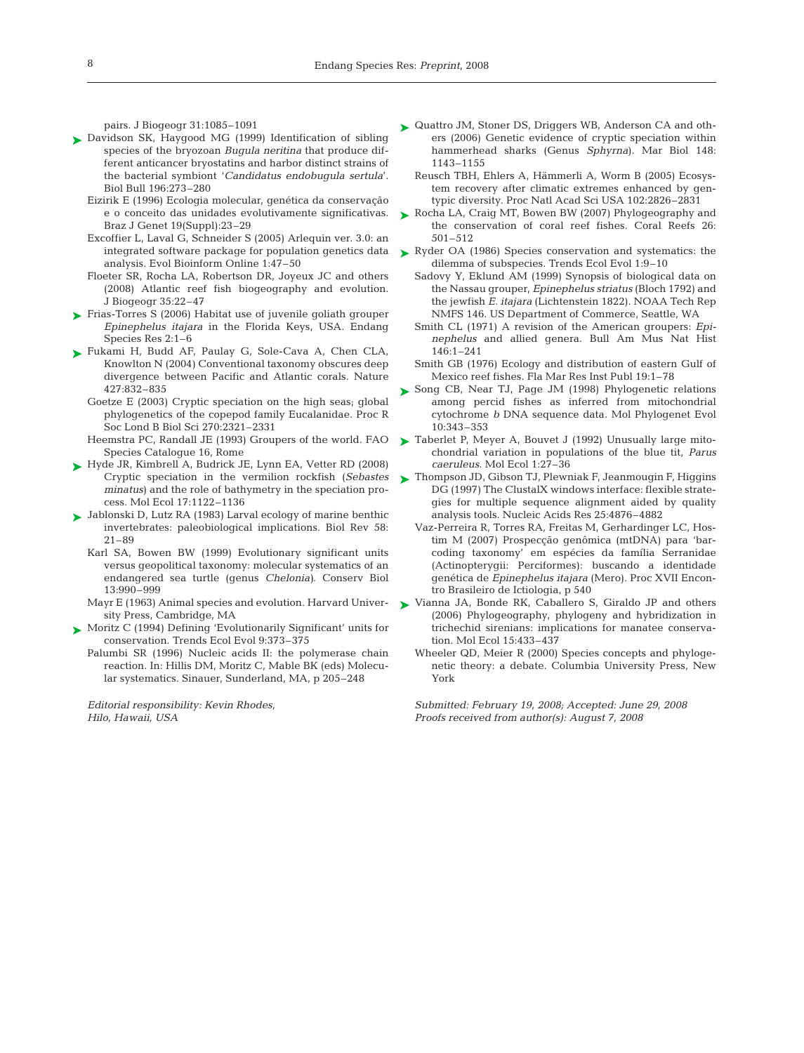pairs. J Biogeogr 31:1085–1091

Davidson SK, Haygood MG (1999) Identification of sibling species of the bryozoan *Bugula neritina* that produce different anticancer bryostatins and harbor distinct strains of the bacterial symbiont '*Candidatus endobugula sertula*'. Biol Bull 196:273–280

Eizirik E (1996) Ecologia molecular, genética da conservação e o conceito das unidades evolutivamente significativas. Braz J Genet 19(Suppl):23–29

Excoffier L, Laval G, Schneider S (2005) Arlequin ver. 3.0: an integrated software package for population genetics data analysis. Evol Bioinform Online 1:47–50

Floeter SR, Rocha LA, Robertson DR, Joyeux JC and others (2008) Atlantic reef fish biogeography and evolution. J Biogeogr 35:22–47

Frias-Torres S (2006) Habitat use of juvenile goliath grouper *Epinephelus itajara* in the Florida Keys, USA. Endang Species Res 2:1–6

Fukami H, Budd AF, Paulay G, Sole-Cava A, Chen CLA, Knowlton N (2004) Conventional taxonomy obscures deep divergence between Pacific and Atlantic corals. Nature 427:832–835

Goetze E (2003) Cryptic speciation on the high seas; global phylogenetics of the copepod family Eucalanidae. Proc R Soc Lond B Biol Sci 270:2321–2331

Heemstra PC, Randall JE (1993) Groupers of the world. FAO Species Catalogue 16, Rome

Hyde JR, Kimbrell A, Budrick JE, Lynn EA, Vetter RD (2008) Cryptic speciation in the vermilion rockfish (*Sebastes minatus*) and the role of bathymetry in the speciation process. Mol Ecol 17:1122–1136

Jablonski D, Lutz RA (1983) Larval ecology of marine benthic invertebrates: paleobiological implications. Biol Rev 58: 21–89

Karl SA, Bowen BW (1999) Evolutionary significant units versus geopolitical taxonomy: molecular systematics of an endangered sea turtle (genus *Chelonia*). Conserv Biol 13:990–999

Mayr E (1963) Animal species and evolution. Harvard University Press, Cambridge, MA

Moritz C (1994) Defining 'Evolutionarily Significant' units for conservation. Trends Ecol Evol 9:373–375

Palumbi SR (1996) Nucleic acids II: the polymerase chain reaction. In: Hillis DM, Moritz C, Mable BK (eds) Molecular systematics. Sinauer, Sunderland, MA, p 205–248

Quattro JM, Stoner DS, Driggers WB, Anderson CA and others (2006) Genetic evidence of cryptic speciation within hammerhead sharks (Genus *Sphyrna*). Mar Biol 148: 1143–1155

Reusch TBH, Ehlers A, Hämmerli A, Worm B (2005) Ecosystem recovery after climatic extremes enhanced by genotypic diversity. Proc Natl Acad Sci USA 102:2826–2831

Rocha LA, Craig MT, Bowen BW (2007) Phylogeography and the conservation of coral reef fishes. Coral Reefs 26: 501–512

Ryder OA (1986) Species conservation and systematics: the dilemma of subspecies. Trends Ecol Evol 1:9–10

Sadovy Y, Eklund AM (1999) Synopsis of biological data on the Nassau grouper, *Epinephelus striatus* (Bloch 1792) and the jewfish *E. itajara* (Lichtenstein 1822). NOAA Tech Rep NMFS 146. US Department of Commerce, Seattle, WA

Smith CL (1971) A revision of the American groupers: *Epinephelus* and allied genera. Bull Am Mus Nat Hist 146:1–241

Smith GB (1976) Ecology and distribution of eastern Gulf of Mexico reef fishes. Fla Mar Res Inst Publ 19:1–78

Song CB, Near TJ, Page JM (1998) Phylogenetic relations among percid fishes as inferred from mitochondrial cytochrome *b* DNA sequence data. Mol Phylogenet Evol 10:343–353

Taberlet P, Meyer A, Bouvet J (1992) Unusually large mitochondrial variation in populations of the blue tit, *Parus caeruleus*. Mol Ecol 1:27–36

Thompson JD, Gibson TJ, Plewniak F, Jeanmougin F, Higgins DG (1997) The ClustalX windows interface: flexible strategies for multiple sequence alignment aided by quality analysis tools. Nucleic Acids Res 25:4876–4882

Vaz-Perreira R, Torres RA, Freitas M, Gerhardinger LC, Hostim M (2007) Prospecção genômica (mtDNA) para 'barcoding taxonomy' em espécies da família Serranidae (Actinopterygii: Perciformes): buscando a identidade genética de *Epinephelus itajara* (Mero). Proc XVII Encontro Brasileiro de Ictiologia, p 540

Vianna JA, Bonde RK, Caballero S, Giraldo JP and others (2006) Phylogeography, phylogeny and hybridization in trichechid sirenians: implications for manatee conservation. Mol Ecol 15:433–437

Wheeler QD, Meier R (2000) Species concepts and phylogenetic theory: a debate. Columbia University Press, New York

*Editorial responsibility: Kevin Rhodes, Hilo, Hawaii, USA*

*Submitted: February 19, 2008; Accepted: June 29, 2008*
*Proofs received from author(s): August 7, 2008*